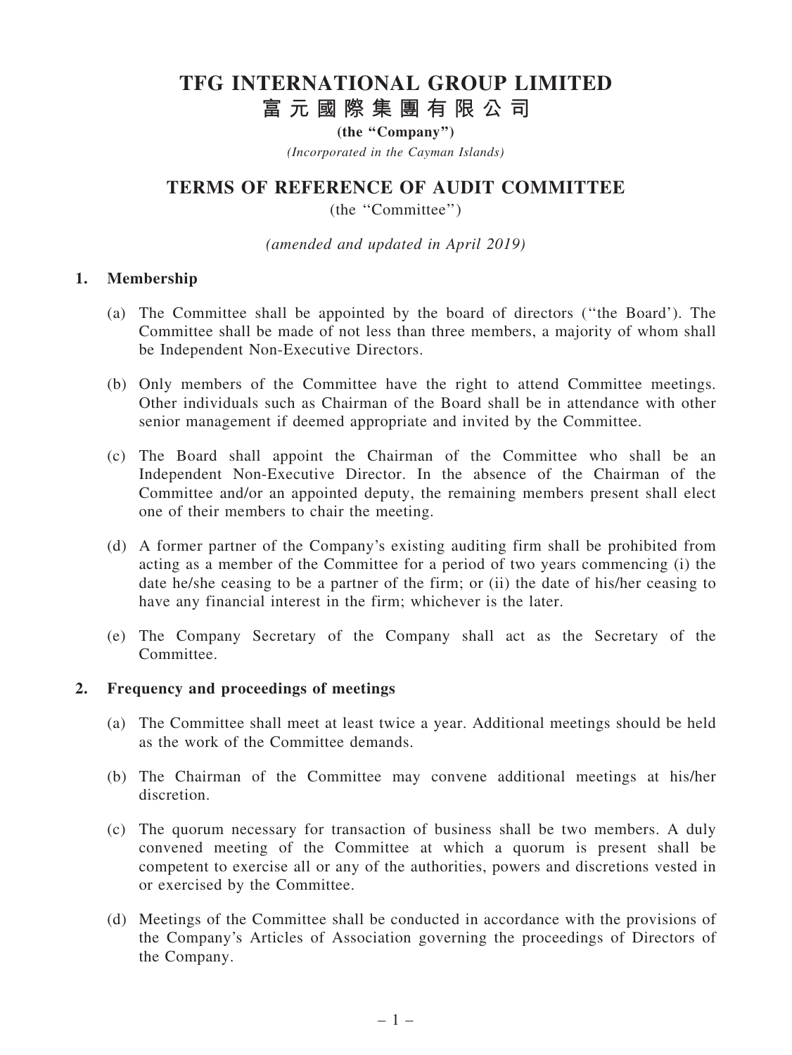# TFG INTERNATIONAL GROUP LIMITED
# 富元國際集團有限公司

**(the "Company")**

*(Incorporated in the Cayman Islands)*

## TERMS OF REFERENCE OF AUDIT COMMITTEE

(the ''Committee'')

*(amended and updated in April 2019)*

### 1. Membership

(a) The Committee shall be appointed by the board of directors (''the Board'). The Committee shall be made of not less than three members, a majority of whom shall be Independent Non-Executive Directors.

(b) Only members of the Committee have the right to attend Committee meetings. Other individuals such as Chairman of the Board shall be in attendance with other senior management if deemed appropriate and invited by the Committee.

(c) The Board shall appoint the Chairman of the Committee who shall be an Independent Non-Executive Director. In the absence of the Chairman of the Committee and/or an appointed deputy, the remaining members present shall elect one of their members to chair the meeting.

(d) A former partner of the Company's existing auditing firm shall be prohibited from acting as a member of the Committee for a period of two years commencing (i) the date he/she ceasing to be a partner of the firm; or (ii) the date of his/her ceasing to have any financial interest in the firm; whichever is the later.

(e) The Company Secretary of the Company shall act as the Secretary of the Committee.

### 2. Frequency and proceedings of meetings

(a) The Committee shall meet at least twice a year. Additional meetings should be held as the work of the Committee demands.

(b) The Chairman of the Committee may convene additional meetings at his/her discretion.

(c) The quorum necessary for transaction of business shall be two members. A duly convened meeting of the Committee at which a quorum is present shall be competent to exercise all or any of the authorities, powers and discretions vested in or exercised by the Committee.

(d) Meetings of the Committee shall be conducted in accordance with the provisions of the Company's Articles of Association governing the proceedings of Directors of the Company.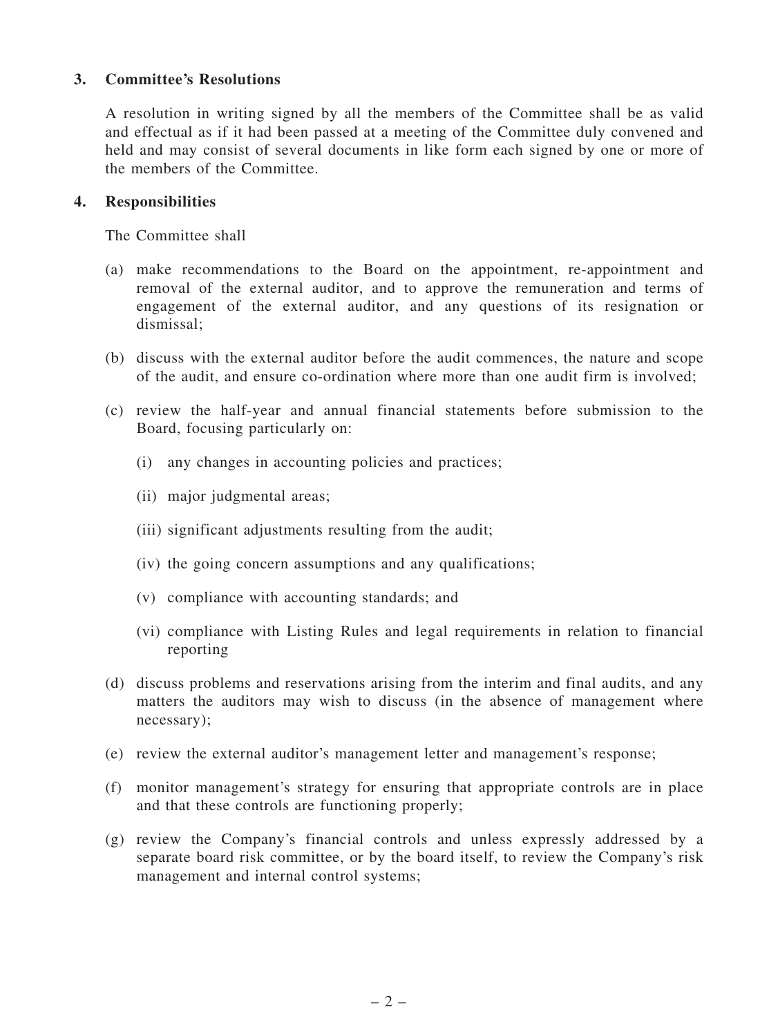### 3. Committee's Resolutions

A resolution in writing signed by all the members of the Committee shall be as valid and effectual as if it had been passed at a meeting of the Committee duly convened and held and may consist of several documents in like form each signed by one or more of the members of the Committee.

### 4. Responsibilities

The Committee shall

(a) make recommendations to the Board on the appointment, re-appointment and removal of the external auditor, and to approve the remuneration and terms of engagement of the external auditor, and any questions of its resignation or dismissal;

(b) discuss with the external auditor before the audit commences, the nature and scope of the audit, and ensure co-ordination where more than one audit firm is involved;

(c) review the half-year and annual financial statements before submission to the Board, focusing particularly on:

  (i) any changes in accounting policies and practices;

  (ii) major judgmental areas;

  (iii) significant adjustments resulting from the audit;

  (iv) the going concern assumptions and any qualifications;

  (v) compliance with accounting standards; and

  (vi) compliance with Listing Rules and legal requirements in relation to financial reporting

(d) discuss problems and reservations arising from the interim and final audits, and any matters the auditors may wish to discuss (in the absence of management where necessary);

(e) review the external auditor's management letter and management's response;

(f) monitor management's strategy for ensuring that appropriate controls are in place and that these controls are functioning properly;

(g) review the Company's financial controls and unless expressly addressed by a separate board risk committee, or by the board itself, to review the Company's risk management and internal control systems;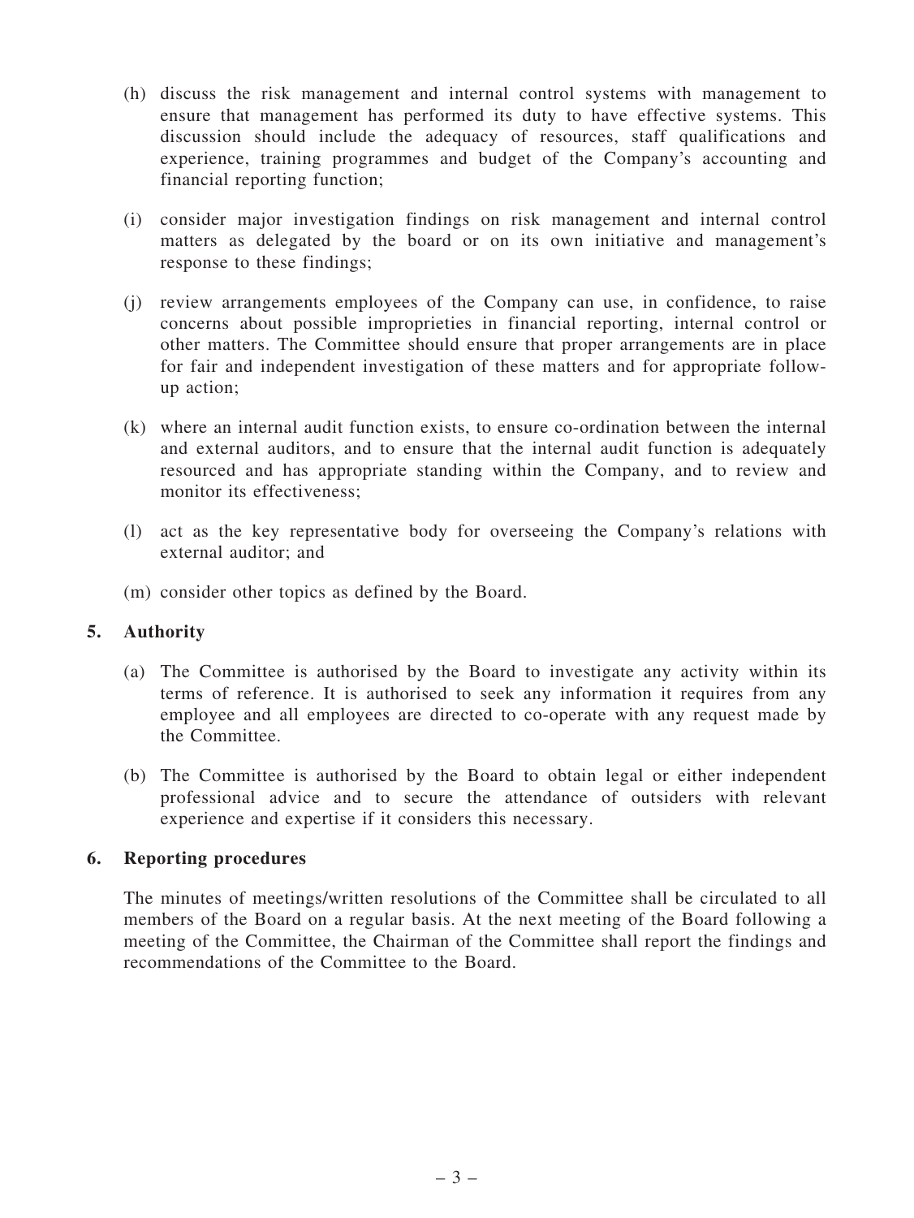(h) discuss the risk management and internal control systems with management to ensure that management has performed its duty to have effective systems. This discussion should include the adequacy of resources, staff qualifications and experience, training programmes and budget of the Company's accounting and financial reporting function;

(i) consider major investigation findings on risk management and internal control matters as delegated by the board or on its own initiative and management's response to these findings;

(j) review arrangements employees of the Company can use, in confidence, to raise concerns about possible improprieties in financial reporting, internal control or other matters. The Committee should ensure that proper arrangements are in place for fair and independent investigation of these matters and for appropriate follow-up action;

(k) where an internal audit function exists, to ensure co-ordination between the internal and external auditors, and to ensure that the internal audit function is adequately resourced and has appropriate standing within the Company, and to review and monitor its effectiveness;

(l) act as the key representative body for overseeing the Company's relations with external auditor; and

(m) consider other topics as defined by the Board.

## 5. Authority

(a) The Committee is authorised by the Board to investigate any activity within its terms of reference. It is authorised to seek any information it requires from any employee and all employees are directed to co-operate with any request made by the Committee.

(b) The Committee is authorised by the Board to obtain legal or either independent professional advice and to secure the attendance of outsiders with relevant experience and expertise if it considers this necessary.

## 6. Reporting procedures

The minutes of meetings/written resolutions of the Committee shall be circulated to all members of the Board on a regular basis. At the next meeting of the Board following a meeting of the Committee, the Chairman of the Committee shall report the findings and recommendations of the Committee to the Board.